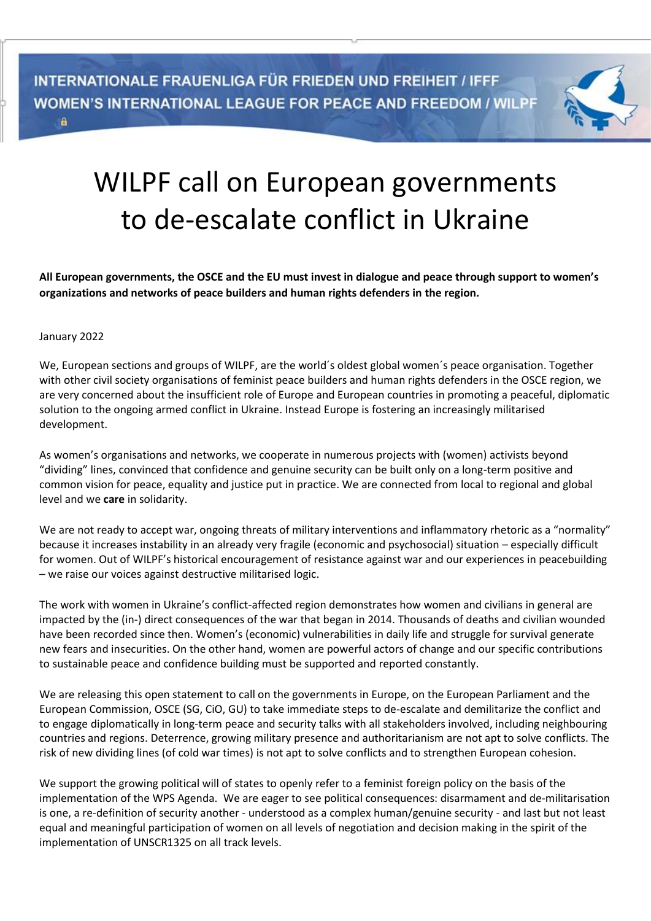INTERNATIONALE FRAUENLIGA FÜR FRIEDEN UND FREIHEIT / IFFF
WOMEN'S INTERNATIONAL LEAGUE FOR PEACE AND FREEDOM / WILPF

# WILPF call on European governments to de-escalate conflict in Ukraine

**All European governments, the OSCE and the EU must invest in dialogue and peace through support to women's organizations and networks of peace builders and human rights defenders in the region.**

January 2022

We, European sections and groups of WILPF, are the world´s oldest global women´s peace organisation. Together with other civil society organisations of feminist peace builders and human rights defenders in the OSCE region, we are very concerned about the insufficient role of Europe and European countries in promoting a peaceful, diplomatic solution to the ongoing armed conflict in Ukraine. Instead Europe is fostering an increasingly militarised development.

As women's organisations and networks, we cooperate in numerous projects with (women) activists beyond "dividing" lines, convinced that confidence and genuine security can be built only on a long-term positive and common vision for peace, equality and justice put in practice. We are connected from local to regional and global level and we **care** in solidarity.

We are not ready to accept war, ongoing threats of military interventions and inflammatory rhetoric as a "normality" because it increases instability in an already very fragile (economic and psychosocial) situation – especially difficult for women. Out of WILPF's historical encouragement of resistance against war and our experiences in peacebuilding – we raise our voices against destructive militarised logic.

The work with women in Ukraine's conflict-affected region demonstrates how women and civilians in general are impacted by the (in-) direct consequences of the war that began in 2014. Thousands of deaths and civilian wounded have been recorded since then. Women's (economic) vulnerabilities in daily life and struggle for survival generate new fears and insecurities. On the other hand, women are powerful actors of change and our specific contributions to sustainable peace and confidence building must be supported and reported constantly.

We are releasing this open statement to call on the governments in Europe, on the European Parliament and the European Commission, OSCE (SG, CiO, GU) to take immediate steps to de-escalate and demilitarize the conflict and to engage diplomatically in long-term peace and security talks with all stakeholders involved, including neighbouring countries and regions. Deterrence, growing military presence and authoritarianism are not apt to solve conflicts. The risk of new dividing lines (of cold war times) is not apt to solve conflicts and to strengthen European cohesion.

We support the growing political will of states to openly refer to a feminist foreign policy on the basis of the implementation of the WPS Agenda. We are eager to see political consequences: disarmament and de-militarisation is one, a re-definition of security another - understood as a complex human/genuine security - and last but not least equal and meaningful participation of women on all levels of negotiation and decision making in the spirit of the implementation of UNSCR1325 on all track levels.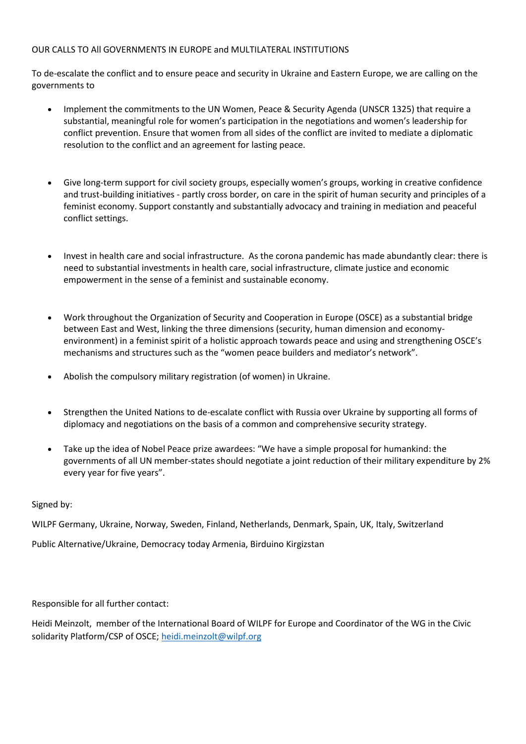OUR CALLS TO All GOVERNMENTS IN EUROPE and MULTILATERAL INSTITUTIONS

To de-escalate the conflict and to ensure peace and security in Ukraine and Eastern Europe, we are calling on the governments to

- Implement the commitments to the UN Women, Peace & Security Agenda (UNSCR 1325) that require a substantial, meaningful role for women's participation in the negotiations and women's leadership for conflict prevention. Ensure that women from all sides of the conflict are invited to mediate a diplomatic resolution to the conflict and an agreement for lasting peace.

- Give long-term support for civil society groups, especially women's groups, working in creative confidence and trust-building initiatives - partly cross border, on care in the spirit of human security and principles of a feminist economy. Support constantly and substantially advocacy and training in mediation and peaceful conflict settings.

- Invest in health care and social infrastructure. As the corona pandemic has made abundantly clear: there is need to substantial investments in health care, social infrastructure, climate justice and economic empowerment in the sense of a feminist and sustainable economy.

- Work throughout the Organization of Security and Cooperation in Europe (OSCE) as a substantial bridge between East and West, linking the three dimensions (security, human dimension and economy-environment) in a feminist spirit of a holistic approach towards peace and using and strengthening OSCE's mechanisms and structures such as the "women peace builders and mediator's network".

- Abolish the compulsory military registration (of women) in Ukraine.

- Strengthen the United Nations to de-escalate conflict with Russia over Ukraine by supporting all forms of diplomacy and negotiations on the basis of a common and comprehensive security strategy.

- Take up the idea of Nobel Peace prize awardees: "We have a simple proposal for humankind: the governments of all UN member-states should negotiate a joint reduction of their military expenditure by 2% every year for five years".

Signed by:

WILPF Germany, Ukraine, Norway, Sweden, Finland, Netherlands, Denmark, Spain, UK, Italy, Switzerland

Public Alternative/Ukraine, Democracy today Armenia, Birduino Kirgizstan

Responsible for all further contact:

Heidi Meinzolt, member of the International Board of WILPF for Europe and Coordinator of the WG in the Civic solidarity Platform/CSP of OSCE; heidi.meinzolt@wilpf.org